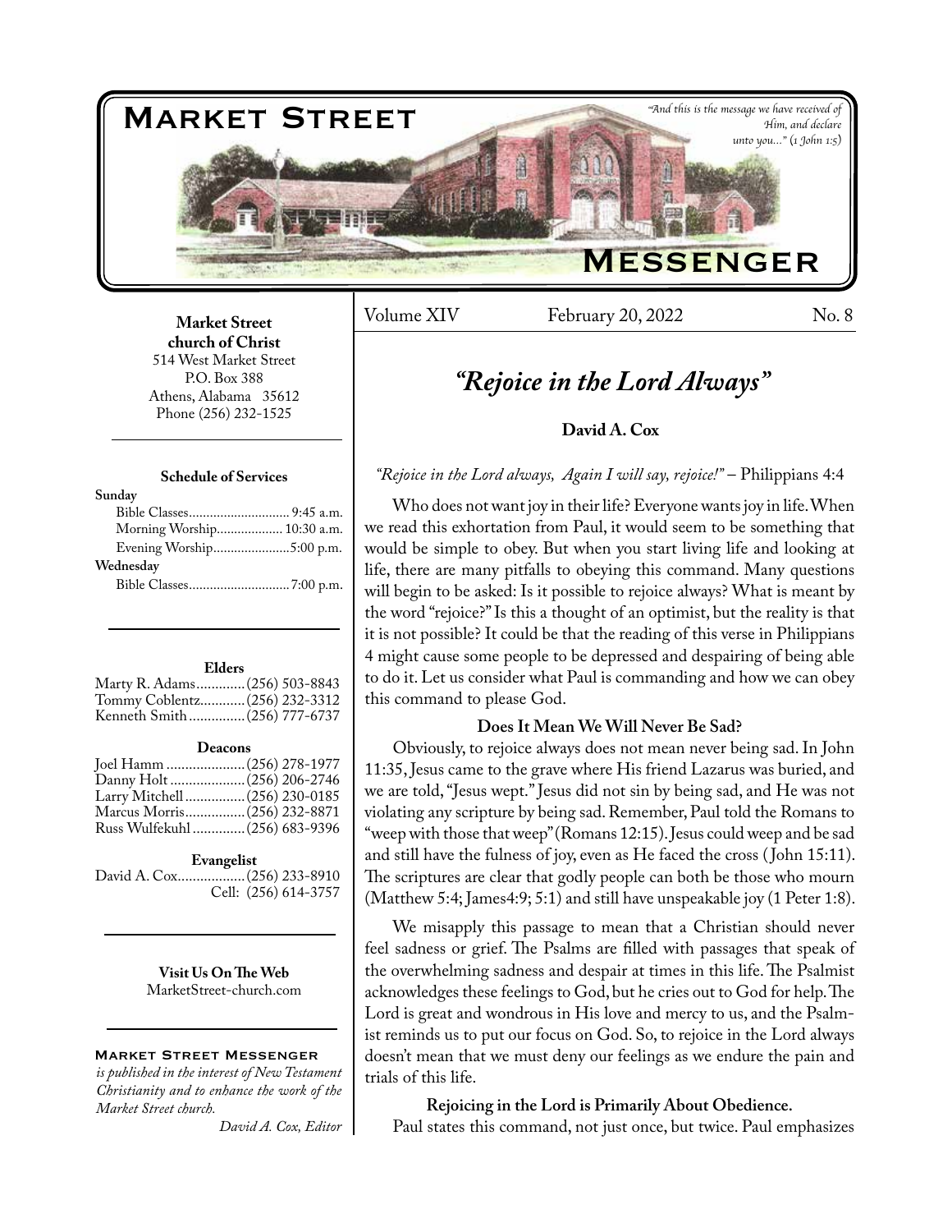# Market Street Messenger

*"And this is the message we have received of Him, and declare unto you..." (1 John 1:5)*

**Market Street church of Christ**
514 West Market Street
P.O. Box 388
Athens, Alabama 35612
Phone (256) 232-1525

**Schedule of Services**

**Sunday**
Bible Classes............................ 9:45 a.m.
Morning Worship................... 10:30 a.m.
Evening Worship......................5:00 p.m.

**Wednesday**
Bible Classes............................7:00 p.m.

**Elders**
Marty R. Adams.............(256) 503-8843
Tommy Coblentz............(256) 232-3312
Kenneth Smith...............(256) 777-6737

**Deacons**
Joel Hamm .....................(256) 278-1977
Danny Holt ....................(256) 206-2746
Larry Mitchell ................(256) 230-0185
Marcus Morris................(256) 232-8871
Russ Wulfekuhl ..............(256) 683-9396

**Evangelist**
David A. Cox..................(256) 233-8910
Cell: (256) 614-3757

**Visit Us On The Web**
MarketStreet-church.com

**Market Street Messenger** *is published in the interest of New Testament Christianity and to enhance the work of the Market Street church.*
*David A. Cox, Editor*

Volume XIV — February 20, 2022 — No. 8

## *"Rejoice in the Lord Always"*

**David A. Cox**

*"Rejoice in the Lord always, Again I will say, rejoice!"* – Philippians 4:4

Who does not want joy in their life? Everyone wants joy in life. When we read this exhortation from Paul, it would seem to be something that would be simple to obey. But when you start living life and looking at life, there are many pitfalls to obeying this command. Many questions will begin to be asked: Is it possible to rejoice always? What is meant by the word "rejoice?" Is this a thought of an optimist, but the reality is that it is not possible? It could be that the reading of this verse in Philippians 4 might cause some people to be depressed and despairing of being able to do it. Let us consider what Paul is commanding and how we can obey this command to please God.

### Does It Mean We Will Never Be Sad?

Obviously, to rejoice always does not mean never being sad. In John 11:35, Jesus came to the grave where His friend Lazarus was buried, and we are told, "Jesus wept." Jesus did not sin by being sad, and He was not violating any scripture by being sad. Remember, Paul told the Romans to "weep with those that weep" (Romans 12:15). Jesus could weep and be sad and still have the fulness of joy, even as He faced the cross (John 15:11). The scriptures are clear that godly people can both be those who mourn (Matthew 5:4; James4:9; 5:1) and still have unspeakable joy (1 Peter 1:8).

We misapply this passage to mean that a Christian should never feel sadness or grief. The Psalms are filled with passages that speak of the overwhelming sadness and despair at times in this life. The Psalmist acknowledges these feelings to God, but he cries out to God for help. The Lord is great and wondrous in His love and mercy to us, and the Psalmist reminds us to put our focus on God. So, to rejoice in the Lord always doesn't mean that we must deny our feelings as we endure the pain and trials of this life.

### Rejoicing in the Lord is Primarily About Obedience.

Paul states this command, not just once, but twice. Paul emphasizes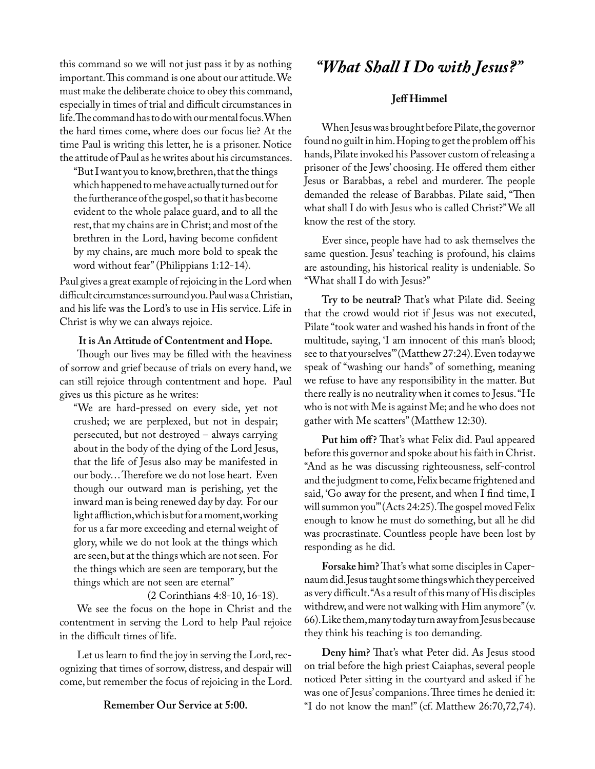this command so we will not just pass it by as nothing important. This command is one about our attitude. We must make the deliberate choice to obey this command, especially in times of trial and difficult circumstances in life. The command has to do with our mental focus. When the hard times come, where does our focus lie? At the time Paul is writing this letter, he is a prisoner. Notice the attitude of Paul as he writes about his circumstances.

> "But I want you to know, brethren, that the things which happened to me have actually turned out for the furtherance of the gospel, so that it has become evident to the whole palace guard, and to all the rest, that my chains are in Christ; and most of the brethren in the Lord, having become confident by my chains, are much more bold to speak the word without fear" (Philippians 1:12-14).

Paul gives a great example of rejoicing in the Lord when difficult circumstances surround you. Paul was a Christian, and his life was the Lord's to use in His service. Life in Christ is why we can always rejoice.

**It is An Attitude of Contentment and Hope.**

Though our lives may be filled with the heaviness of sorrow and grief because of trials on every hand, we can still rejoice through contentment and hope. Paul gives us this picture as he writes:

> "We are hard-pressed on every side, yet not crushed; we are perplexed, but not in despair; persecuted, but not destroyed – always carrying about in the body of the dying of the Lord Jesus, that the life of Jesus also may be manifested in our body… Therefore we do not lose heart. Even though our outward man is perishing, yet the inward man is being renewed day by day. For our light affliction, which is but for a moment, working for us a far more exceeding and eternal weight of glory, while we do not look at the things which are seen, but at the things which are not seen. For the things which are seen are temporary, but the things which are not seen are eternal"
>
> (2 Corinthians 4:8-10, 16-18).

We see the focus on the hope in Christ and the contentment in serving the Lord to help Paul rejoice in the difficult times of life.

Let us learn to find the joy in serving the Lord, recognizing that times of sorrow, distress, and despair will come, but remember the focus of rejoicing in the Lord.

**Remember Our Service at 5:00.**

# *"What Shall I Do with Jesus?"*

**Jeff Himmel**

When Jesus was brought before Pilate, the governor found no guilt in him. Hoping to get the problem off his hands, Pilate invoked his Passover custom of releasing a prisoner of the Jews' choosing. He offered them either Jesus or Barabbas, a rebel and murderer. The people demanded the release of Barabbas. Pilate said, "Then what shall I do with Jesus who is called Christ?" We all know the rest of the story.

Ever since, people have had to ask themselves the same question. Jesus' teaching is profound, his claims are astounding, his historical reality is undeniable. So "What shall I do with Jesus?"

**Try to be neutral?** That's what Pilate did. Seeing that the crowd would riot if Jesus was not executed, Pilate "took water and washed his hands in front of the multitude, saying, 'I am innocent of this man's blood; see to that yourselves'" (Matthew 27:24). Even today we speak of "washing our hands" of something, meaning we refuse to have any responsibility in the matter. But there really is no neutrality when it comes to Jesus. "He who is not with Me is against Me; and he who does not gather with Me scatters" (Matthew 12:30).

**Put him off?** That's what Felix did. Paul appeared before this governor and spoke about his faith in Christ. "And as he was discussing righteousness, self-control and the judgment to come, Felix became frightened and said, 'Go away for the present, and when I find time, I will summon you'" (Acts 24:25). The gospel moved Felix enough to know he must do something, but all he did was procrastinate. Countless people have been lost by responding as he did.

**Forsake him?** That's what some disciples in Capernaum did. Jesus taught some things which they perceived as very difficult. "As a result of this many of His disciples withdrew, and were not walking with Him anymore" (v. 66). Like them, many today turn away from Jesus because they think his teaching is too demanding.

**Deny him?** That's what Peter did. As Jesus stood on trial before the high priest Caiaphas, several people noticed Peter sitting in the courtyard and asked if he was one of Jesus' companions. Three times he denied it: "I do not know the man!" (cf. Matthew 26:70,72,74).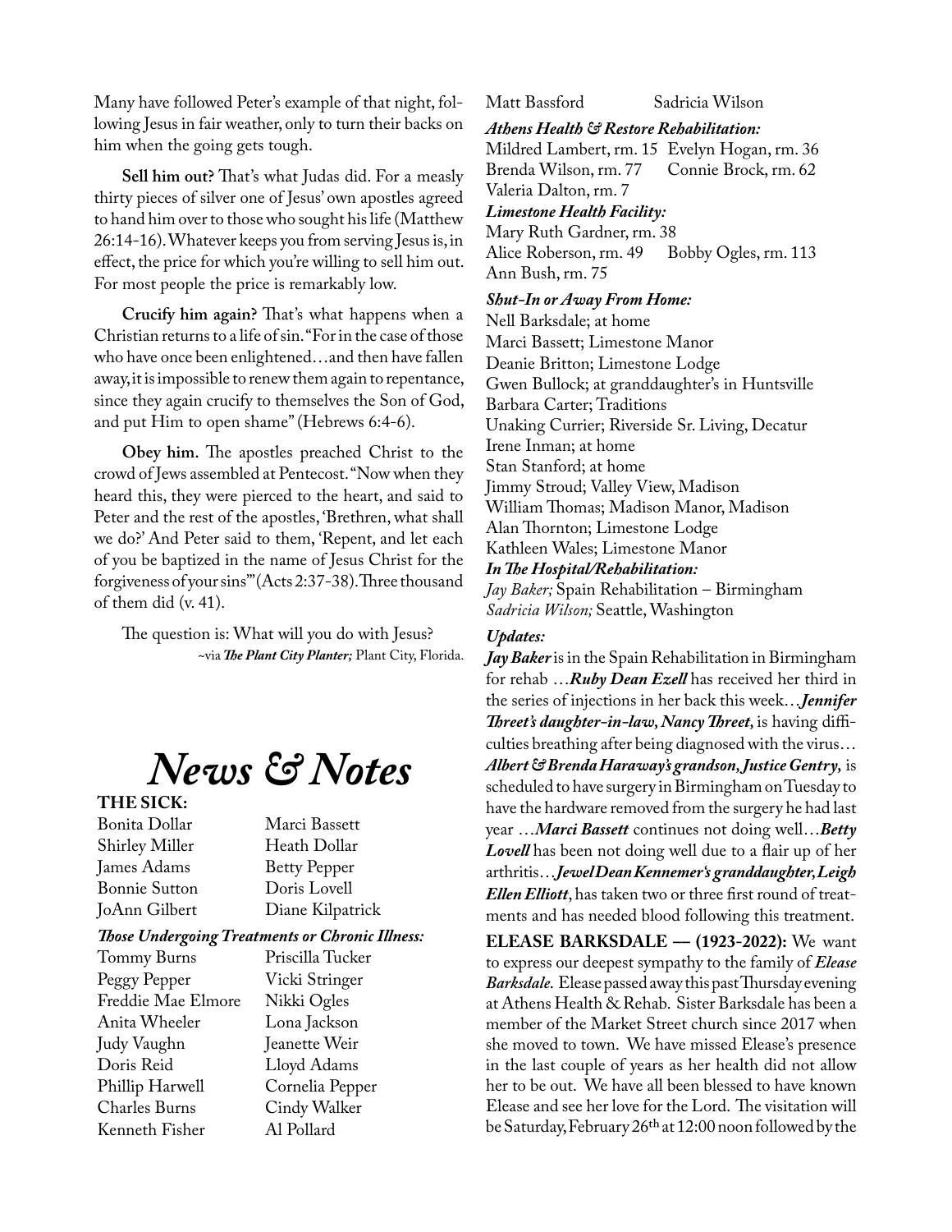Many have followed Peter's example of that night, following Jesus in fair weather, only to turn their backs on him when the going gets tough.

**Sell him out?** That's what Judas did. For a measly thirty pieces of silver one of Jesus' own apostles agreed to hand him over to those who sought his life (Matthew 26:14-16). Whatever keeps you from serving Jesus is, in effect, the price for which you're willing to sell him out. For most people the price is remarkably low.

**Crucify him again?** That's what happens when a Christian returns to a life of sin. "For in the case of those who have once been enlightened…and then have fallen away, it is impossible to renew them again to repentance, since they again crucify to themselves the Son of God, and put Him to open shame" (Hebrews 6:4-6).

**Obey him.** The apostles preached Christ to the crowd of Jews assembled at Pentecost. "Now when they heard this, they were pierced to the heart, and said to Peter and the rest of the apostles, 'Brethren, what shall we do?' And Peter said to them, 'Repent, and let each of you be baptized in the name of Jesus Christ for the forgiveness of your sins'" (Acts 2:37-38). Three thousand of them did (v. 41).

The question is: What will you do with Jesus?

~via ***The Plant City Planter;*** Plant City, Florida.

# *News & Notes*

**THE SICK:**

Bonita Dollar, Marci Bassett, Shirley Miller, Heath Dollar, James Adams, Betty Pepper, Bonnie Sutton, Doris Lovell, JoAnn Gilbert, Diane Kilpatrick

***Those Undergoing Treatments or Chronic Illness:***

Tommy Burns, Priscilla Tucker, Peggy Pepper, Vicki Stringer, Freddie Mae Elmore, Nikki Ogles, Anita Wheeler, Lona Jackson, Judy Vaughn, Jeanette Weir, Doris Reid, Lloyd Adams, Phillip Harwell, Cornelia Pepper, Charles Burns, Cindy Walker, Kenneth Fisher, Al Pollard, Matt Bassford, Sadricia Wilson

***Athens Health & Restore Rehabilitation:***

Mildred Lambert, rm. 15; Evelyn Hogan, rm. 36; Brenda Wilson, rm. 77; Connie Brock, rm. 62; Valeria Dalton, rm. 7

***Limestone Health Facility:***

Mary Ruth Gardner, rm. 38; Alice Roberson, rm. 49; Bobby Ogles, rm. 113; Ann Bush, rm. 75

***Shut-In or Away From Home:***

Nell Barksdale; at home
Marci Bassett; Limestone Manor
Deanie Britton; Limestone Lodge
Gwen Bullock; at granddaughter's in Huntsville
Barbara Carter; Traditions
Unaking Currier; Riverside Sr. Living, Decatur
Irene Inman; at home
Stan Stanford; at home
Jimmy Stroud; Valley View, Madison
William Thomas; Madison Manor, Madison
Alan Thornton; Limestone Lodge
Kathleen Wales; Limestone Manor

***In The Hospital/Rehabilitation:***

*Jay Baker;* Spain Rehabilitation – Birmingham
*Sadricia Wilson;* Seattle, Washington

***Updates:***

***Jay Baker*** is in the Spain Rehabilitation in Birmingham for rehab …***Ruby Dean Ezell*** has received her third in the series of injections in her back this week…***Jennifer Threet's daughter-in-law, Nancy Threet,*** is having difficulties breathing after being diagnosed with the virus…***Albert & Brenda Haraway's grandson, Justice Gentry,*** is scheduled to have surgery in Birmingham on Tuesday to have the hardware removed from the surgery he had last year …***Marci Bassett*** continues not doing well…***Betty Lovell*** has been not doing well due to a flair up of her arthritis…***Jewel Dean Kennemer's granddaughter, Leigh Ellen Elliott***, has taken two or three first round of treatments and has needed blood following this treatment.

**ELEASE BARKSDALE — (1923-2022):** We want to express our deepest sympathy to the family of ***Elease Barksdale.*** Elease passed away this past Thursday evening at Athens Health & Rehab. Sister Barksdale has been a member of the Market Street church since 2017 when she moved to town. We have missed Elease's presence in the last couple of years as her health did not allow her to be out. We have all been blessed to have known Elease and see her love for the Lord. The visitation will be Saturday, February 26th at 12:00 noon followed by the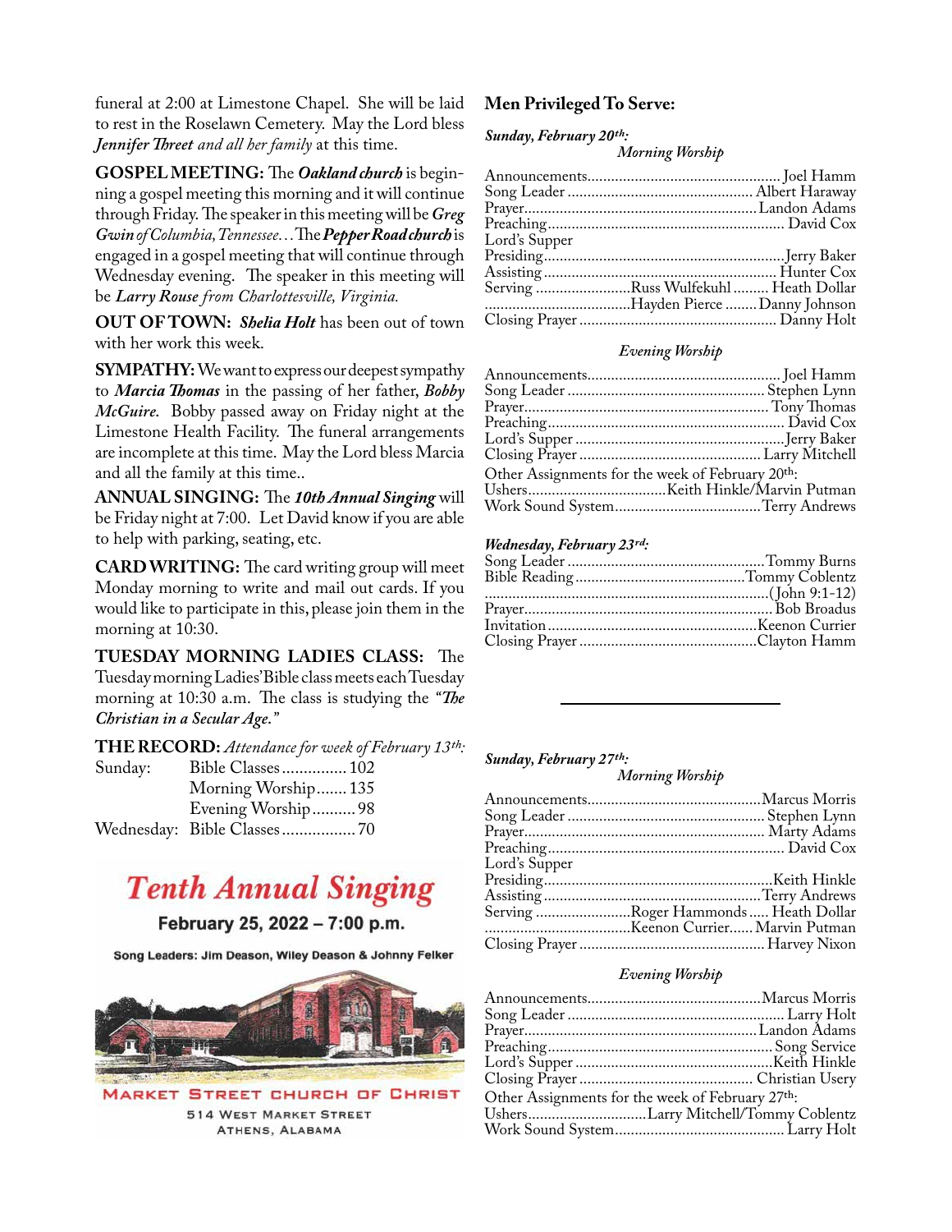funeral at 2:00 at Limestone Chapel. She will be laid to rest in the Roselawn Cemetery. May the Lord bless ***Jennifer Threet*** *and all her family* at this time.

**GOSPEL MEETING:** The ***Oakland church*** is beginning a gospel meeting this morning and it will continue through Friday. The speaker in this meeting will be ***Greg Gwin*** *of Columbia, Tennessee*. . . The ***Pepper Road church*** is engaged in a gospel meeting that will continue through Wednesday evening. The speaker in this meeting will be ***Larry Rouse*** *from Charlottesville, Virginia.*

**OUT OF TOWN:** ***Shelia Holt*** has been out of town with her work this week.

**SYMPATHY:** We want to express our deepest sympathy to ***Marcia Thomas*** in the passing of her father, ***Bobby McGuire***. Bobby passed away on Friday night at the Limestone Health Facility. The funeral arrangements are incomplete at this time. May the Lord bless Marcia and all the family at this time..

**ANNUAL SINGING:** The ***10th Annual Singing*** will be Friday night at 7:00. Let David know if you are able to help with parking, seating, etc.

**CARD WRITING:** The card writing group will meet Monday morning to write and mail out cards. If you would like to participate in this, please join them in the morning at 10:30.

**TUESDAY MORNING LADIES CLASS:** The Tuesday morning Ladies' Bible class meets each Tuesday morning at 10:30 a.m. The class is studying the ***"The Christian in a Secular Age."***

**THE RECORD:** *Attendance for week of February 13th:*

| | | |
|---|---|---|
| Sunday: | Bible Classes | 102 |
| | Morning Worship | 135 |
| | Evening Worship | 98 |
| Wednesday: | Bible Classes | 70 |

**Tenth Annual Singing**

February 25, 2022 – 7:00 p.m.

Song Leaders: Jim Deason, Wiley Deason & Johnny Felker

MARKET STREET CHURCH OF CHRIST

514 West Market Street

Athens, Alabama

## Men Privileged To Serve:

***Sunday, February 20th:***

*Morning Worship*

| | |
|---|---|
| Announcements | Joel Hamm |
| Song Leader | Albert Haraway |
| Prayer | Landon Adams |
| Preaching | David Cox |
| Lord's Supper | |
| Presiding | Jerry Baker |
| Assisting | Hunter Cox |
| Serving | Russ Wulfekuhl, Heath Dollar, Hayden Pierce, Danny Johnson |
| Closing Prayer | Danny Holt |

*Evening Worship*

| | |
|---|---|
| Announcements | Joel Hamm |
| Song Leader | Stephen Lynn |
| Prayer | Tony Thomas |
| Preaching | David Cox |
| Lord's Supper | Jerry Baker |
| Closing Prayer | Larry Mitchell |

Other Assignments for the week of February 20th:

| | |
|---|---|
| Ushers | Keith Hinkle/Marvin Putman |
| Work Sound System | Terry Andrews |

***Wednesday, February 23rd:***

| | |
|---|---|
| Song Leader | Tommy Burns |
| Bible Reading | Tommy Coblentz (John 9:1-12) |
| Prayer | Bob Broadus |
| Invitation | Keenon Currier |
| Closing Prayer | Clayton Hamm |

***Sunday, February 27th:***

*Morning Worship*

| | |
|---|---|
| Announcements | Marcus Morris |
| Song Leader | Stephen Lynn |
| Prayer | Marty Adams |
| Preaching | David Cox |
| Lord's Supper | |
| Presiding | Keith Hinkle |
| Assisting | Terry Andrews |
| Serving | Roger Hammonds, Heath Dollar, Keenon Currier, Marvin Putman |
| Closing Prayer | Harvey Nixon |

*Evening Worship*

| | |
|---|---|
| Announcements | Marcus Morris |
| Song Leader | Larry Holt |
| Prayer | Landon Adams |
| Preaching | Song Service |
| Lord's Supper | Keith Hinkle |
| Closing Prayer | Christian Usery |

Other Assignments for the week of February 27th:

| | |
|---|---|
| Ushers | Larry Mitchell/Tommy Coblentz |
| Work Sound System | Larry Holt |